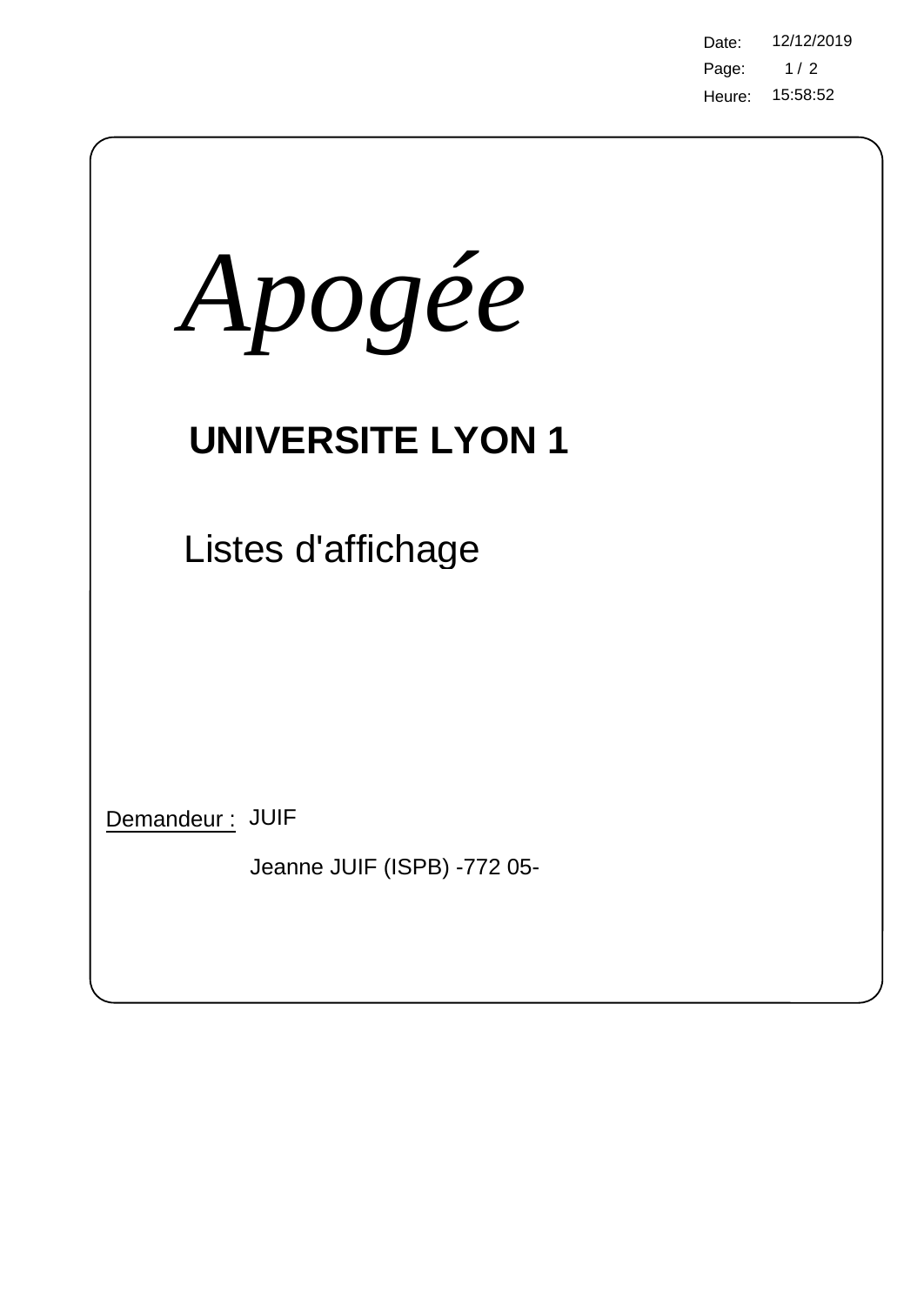Date: 12/12/2019
Heure: 15:58:52

# *Apogée*

## UNIVERSITE LYON 1

Listes d'affichage

Demandeur : JUIF

Jeanne JUIF (ISPB) -772 05-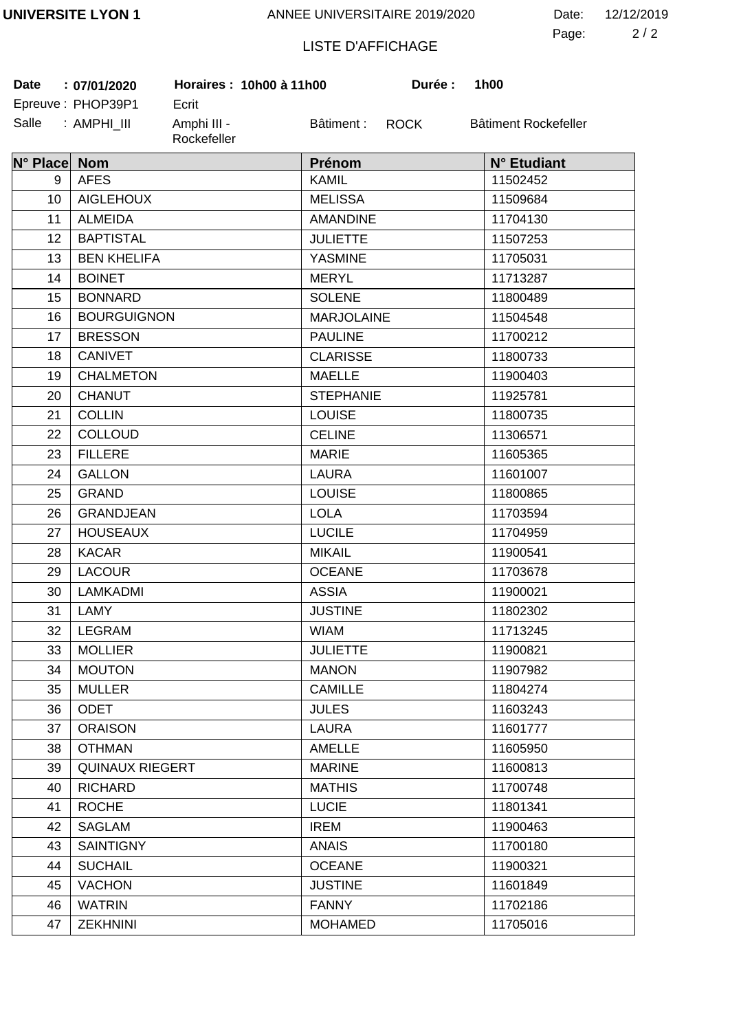**UNIVERSITE LYON 1** ANNEE UNIVERSITAIRE 2019/2020 Date: 12/12/2019

LISTE D'AFFICHAGE

**Date** : **07/01/2020** **Horaires : 10h00 à 11h00** **Durée : 1h00**

Epreuve : PHOP39P1 Ecrit

Salle : AMPHI_III Amphi III - Rockefeller Bâtiment : ROCK Bâtiment Rockefeller

| N° Place | Nom | Prénom | N° Etudiant |
|---|---|---|---|
| 9 | AFES | KAMIL | 11502452 |
| 10 | AIGLEHOUX | MELISSA | 11509684 |
| 11 | ALMEIDA | AMANDINE | 11704130 |
| 12 | BAPTISTAL | JULIETTE | 11507253 |
| 13 | BEN KHELIFA | YASMINE | 11705031 |
| 14 | BOINET | MERYL | 11713287 |
| 15 | BONNARD | SOLENE | 11800489 |
| 16 | BOURGUIGNON | MARJOLAINE | 11504548 |
| 17 | BRESSON | PAULINE | 11700212 |
| 18 | CANIVET | CLARISSE | 11800733 |
| 19 | CHALMETON | MAELLE | 11900403 |
| 20 | CHANUT | STEPHANIE | 11925781 |
| 21 | COLLIN | LOUISE | 11800735 |
| 22 | COLLOUD | CELINE | 11306571 |
| 23 | FILLERE | MARIE | 11605365 |
| 24 | GALLON | LAURA | 11601007 |
| 25 | GRAND | LOUISE | 11800865 |
| 26 | GRANDJEAN | LOLA | 11703594 |
| 27 | HOUSEAUX | LUCILE | 11704959 |
| 28 | KACAR | MIKAIL | 11900541 |
| 29 | LACOUR | OCEANE | 11703678 |
| 30 | LAMKADMI | ASSIA | 11900021 |
| 31 | LAMY | JUSTINE | 11802302 |
| 32 | LEGRAM | WIAM | 11713245 |
| 33 | MOLLIER | JULIETTE | 11900821 |
| 34 | MOUTON | MANON | 11907982 |
| 35 | MULLER | CAMILLE | 11804274 |
| 36 | ODET | JULES | 11603243 |
| 37 | ORAISON | LAURA | 11601777 |
| 38 | OTHMAN | AMELLE | 11605950 |
| 39 | QUINAUX RIEGERT | MARINE | 11600813 |
| 40 | RICHARD | MATHIS | 11700748 |
| 41 | ROCHE | LUCIE | 11801341 |
| 42 | SAGLAM | IREM | 11900463 |
| 43 | SAINTIGNY | ANAIS | 11700180 |
| 44 | SUCHAIL | OCEANE | 11900321 |
| 45 | VACHON | JUSTINE | 11601849 |
| 46 | WATRIN | FANNY | 11702186 |
| 47 | ZEKHNINI | MOHAMED | 11705016 |